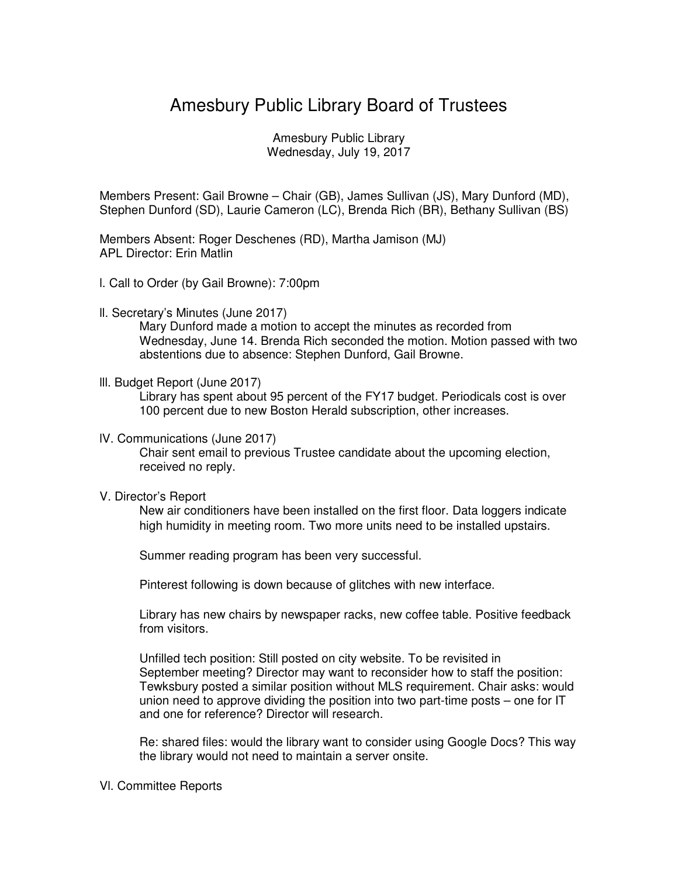# Amesbury Public Library Board of Trustees

Amesbury Public Library
Wednesday, July 19, 2017

Members Present: Gail Browne – Chair (GB), James Sullivan (JS), Mary Dunford (MD), Stephen Dunford (SD), Laurie Cameron (LC), Brenda Rich (BR), Bethany Sullivan (BS)

Members Absent: Roger Deschenes (RD), Martha Jamison (MJ)
APL Director: Erin Matlin

I. Call to Order (by Gail Browne): 7:00pm

II. Secretary's Minutes (June 2017)

Mary Dunford made a motion to accept the minutes as recorded from Wednesday, June 14. Brenda Rich seconded the motion. Motion passed with two abstentions due to absence: Stephen Dunford, Gail Browne.

III. Budget Report (June 2017)

Library has spent about 95 percent of the FY17 budget. Periodicals cost is over 100 percent due to new Boston Herald subscription, other increases.

IV. Communications (June 2017)

Chair sent email to previous Trustee candidate about the upcoming election, received no reply.

V. Director's Report

New air conditioners have been installed on the first floor. Data loggers indicate high humidity in meeting room. Two more units need to be installed upstairs.

Summer reading program has been very successful.

Pinterest following is down because of glitches with new interface.

Library has new chairs by newspaper racks, new coffee table. Positive feedback from visitors.

Unfilled tech position: Still posted on city website. To be revisited in September meeting? Director may want to reconsider how to staff the position: Tewksbury posted a similar position without MLS requirement. Chair asks: would union need to approve dividing the position into two part-time posts – one for IT and one for reference? Director will research.

Re: shared files: would the library want to consider using Google Docs? This way the library would not need to maintain a server onsite.

VI. Committee Reports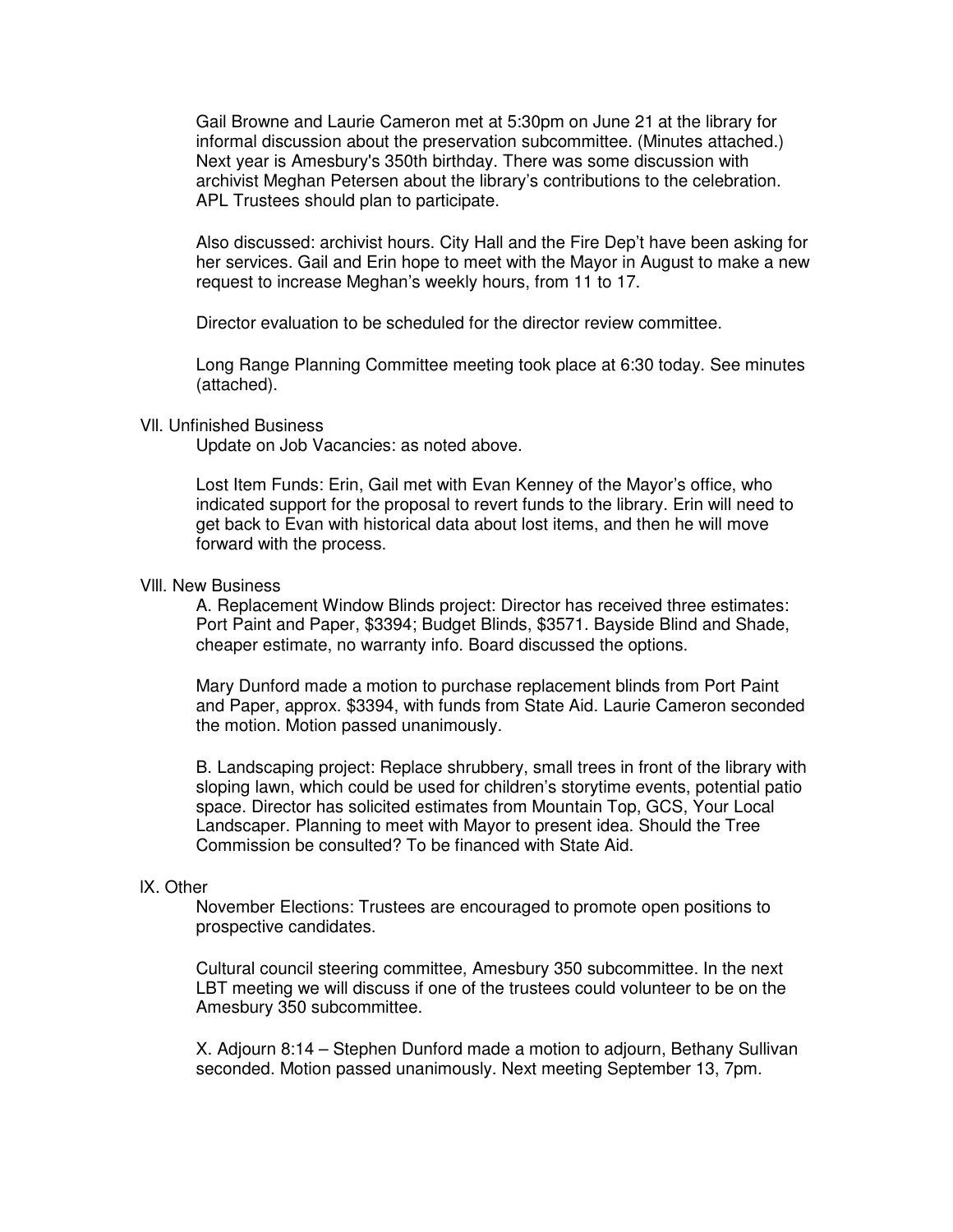Gail Browne and Laurie Cameron met at 5:30pm on June 21 at the library for informal discussion about the preservation subcommittee. (Minutes attached.) Next year is Amesbury's 350th birthday. There was some discussion with archivist Meghan Petersen about the library's contributions to the celebration. APL Trustees should plan to participate.

Also discussed: archivist hours. City Hall and the Fire Dep't have been asking for her services. Gail and Erin hope to meet with the Mayor in August to make a new request to increase Meghan's weekly hours, from 11 to 17.

Director evaluation to be scheduled for the director review committee.

Long Range Planning Committee meeting took place at 6:30 today. See minutes (attached).

VII. Unfinished Business

Update on Job Vacancies: as noted above.

Lost Item Funds: Erin, Gail met with Evan Kenney of the Mayor's office, who indicated support for the proposal to revert funds to the library. Erin will need to get back to Evan with historical data about lost items, and then he will move forward with the process.

VIII. New Business

A. Replacement Window Blinds project: Director has received three estimates: Port Paint and Paper, $3394; Budget Blinds, $3571. Bayside Blind and Shade, cheaper estimate, no warranty info. Board discussed the options.

Mary Dunford made a motion to purchase replacement blinds from Port Paint and Paper, approx. $3394, with funds from State Aid. Laurie Cameron seconded the motion. Motion passed unanimously.

B. Landscaping project: Replace shrubbery, small trees in front of the library with sloping lawn, which could be used for children's storytime events, potential patio space. Director has solicited estimates from Mountain Top, GCS, Your Local Landscaper. Planning to meet with Mayor to present idea. Should the Tree Commission be consulted? To be financed with State Aid.

IX. Other

November Elections: Trustees are encouraged to promote open positions to prospective candidates.

Cultural council steering committee, Amesbury 350 subcommittee. In the next LBT meeting we will discuss if one of the trustees could volunteer to be on the Amesbury 350 subcommittee.

X. Adjourn 8:14 – Stephen Dunford made a motion to adjourn, Bethany Sullivan seconded. Motion passed unanimously. Next meeting September 13, 7pm.